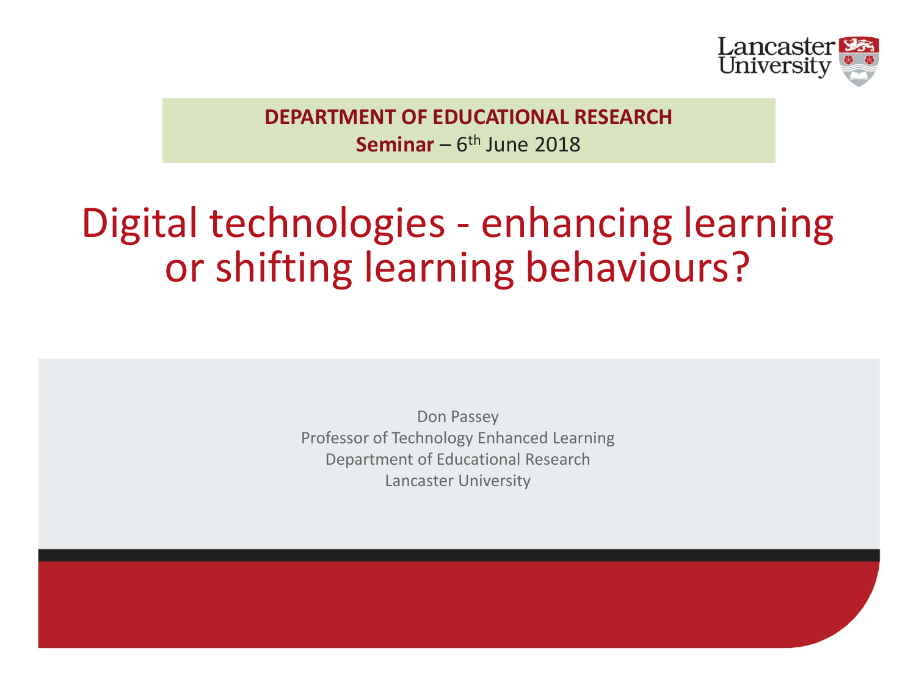**DEPARTMENT OF EDUCATIONAL RESEARCH**

**Seminar** – 6th June 2018

# Digital technologies - enhancing learning or shifting learning behaviours?

Don Passey
Professor of Technology Enhanced Learning
Department of Educational Research
Lancaster University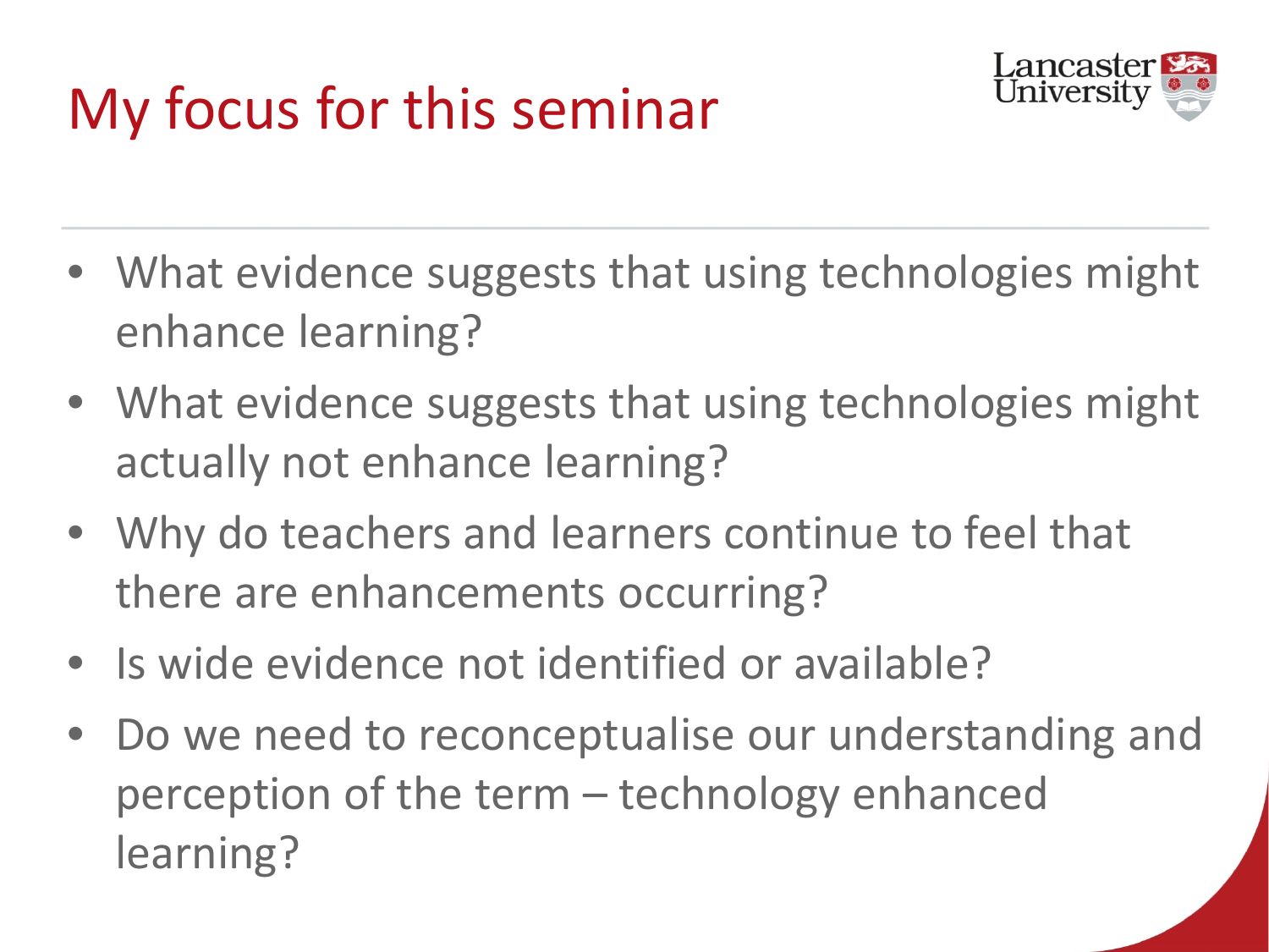# My focus for this seminar

- What evidence suggests that using technologies might enhance learning?
- What evidence suggests that using technologies might actually not enhance learning?
- Why do teachers and learners continue to feel that there are enhancements occurring?
- Is wide evidence not identified or available?
- Do we need to reconceptualise our understanding and perception of the term – technology enhanced learning?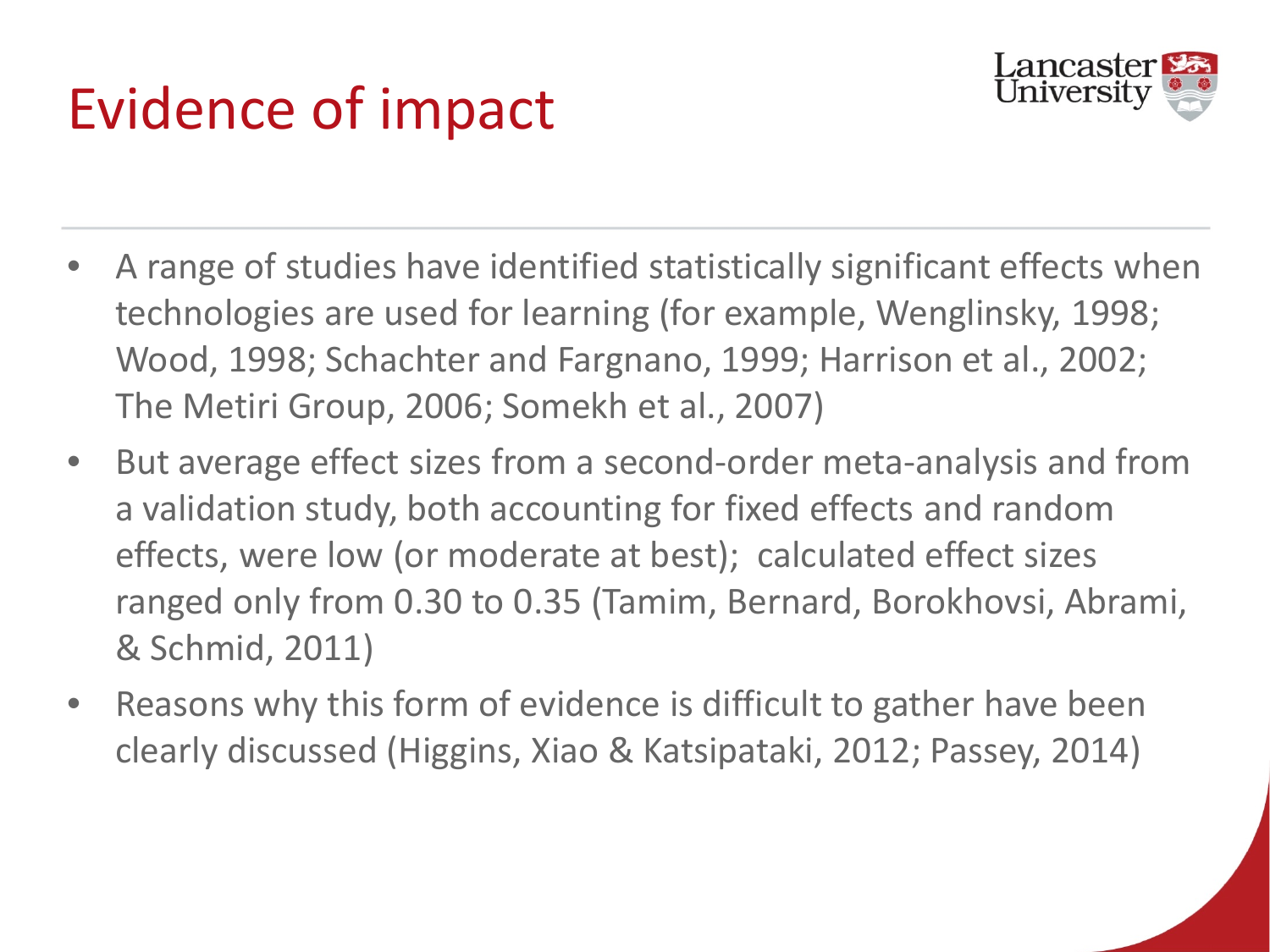# Evidence of impact

- A range of studies have identified statistically significant effects when technologies are used for learning (for example, Wenglinsky, 1998; Wood, 1998; Schachter and Fargnano, 1999; Harrison et al., 2002; The Metiri Group, 2006; Somekh et al., 2007)
- But average effect sizes from a second-order meta-analysis and from a validation study, both accounting for fixed effects and random effects, were low (or moderate at best); calculated effect sizes ranged only from 0.30 to 0.35 (Tamim, Bernard, Borokhovsi, Abrami, & Schmid, 2011)
- Reasons why this form of evidence is difficult to gather have been clearly discussed (Higgins, Xiao & Katsipataki, 2012; Passey, 2014)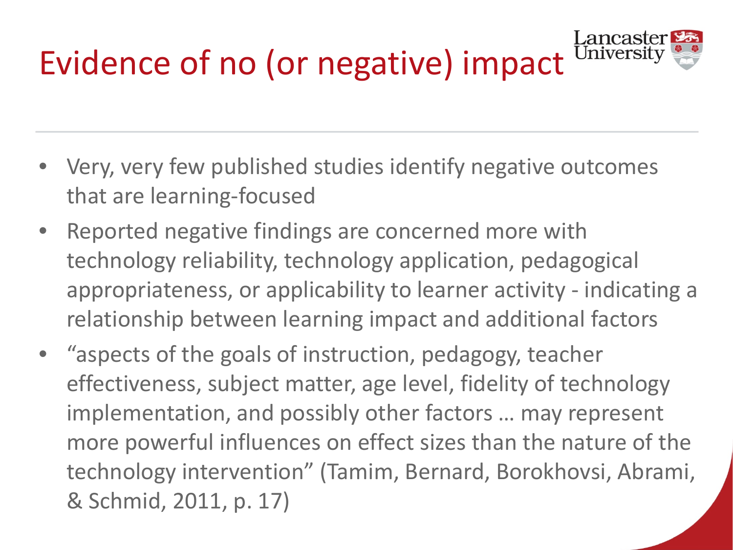# Evidence of no (or negative) impact

- Very, very few published studies identify negative outcomes that are learning-focused
- Reported negative findings are concerned more with technology reliability, technology application, pedagogical appropriateness, or applicability to learner activity - indicating a relationship between learning impact and additional factors
- "aspects of the goals of instruction, pedagogy, teacher effectiveness, subject matter, age level, fidelity of technology implementation, and possibly other factors … may represent more powerful influences on effect sizes than the nature of the technology intervention" (Tamim, Bernard, Borokhovsi, Abrami, & Schmid, 2011, p. 17)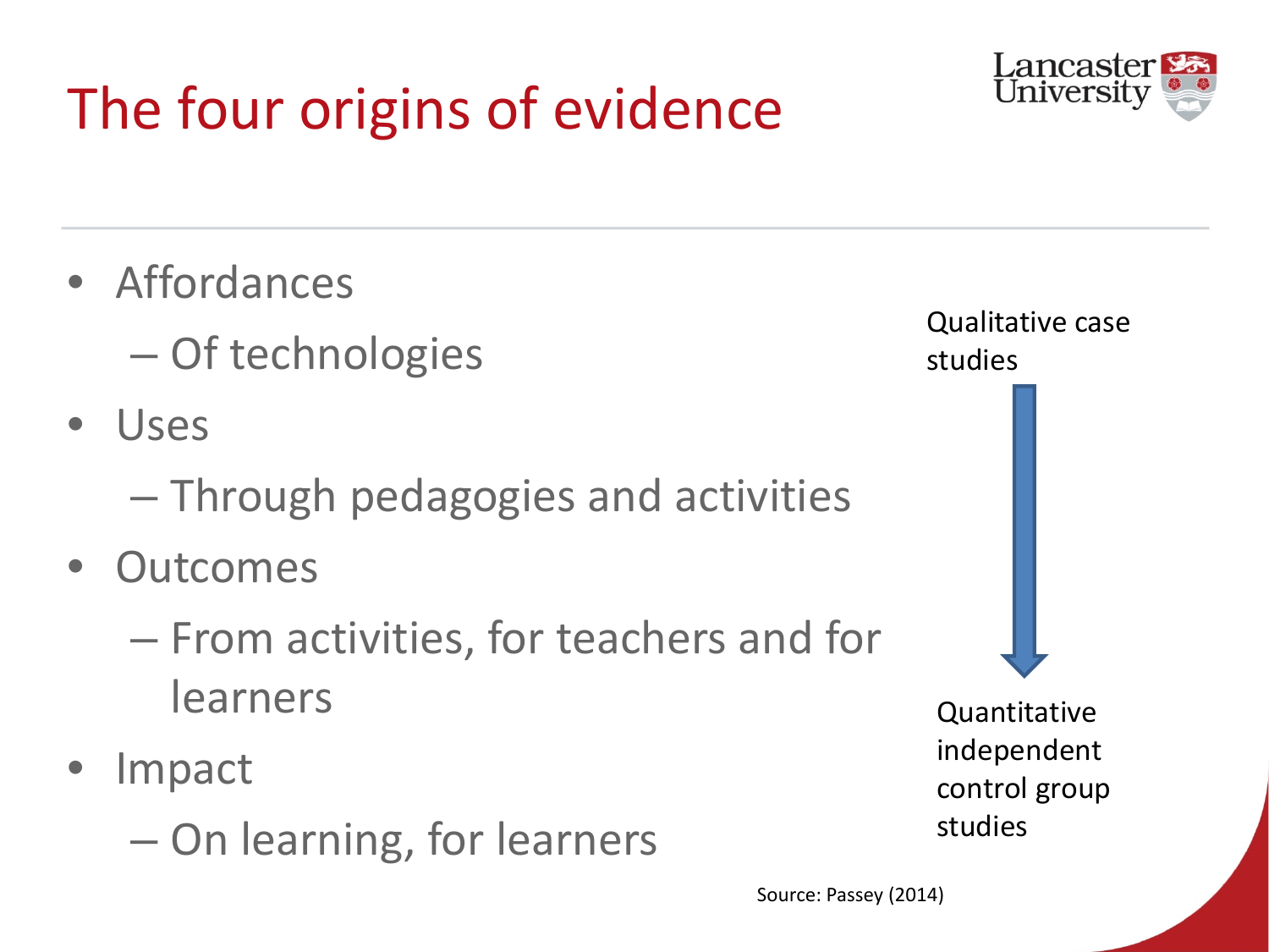# The four origins of evidence

- Affordances
  - Of technologies
- Uses
  - Through pedagogies and activities
- Outcomes
  - From activities, for teachers and for learners
- Impact
  - On learning, for learners

Qualitative case studies

↓

Quantitative independent control group studies

Source: Passey (2014)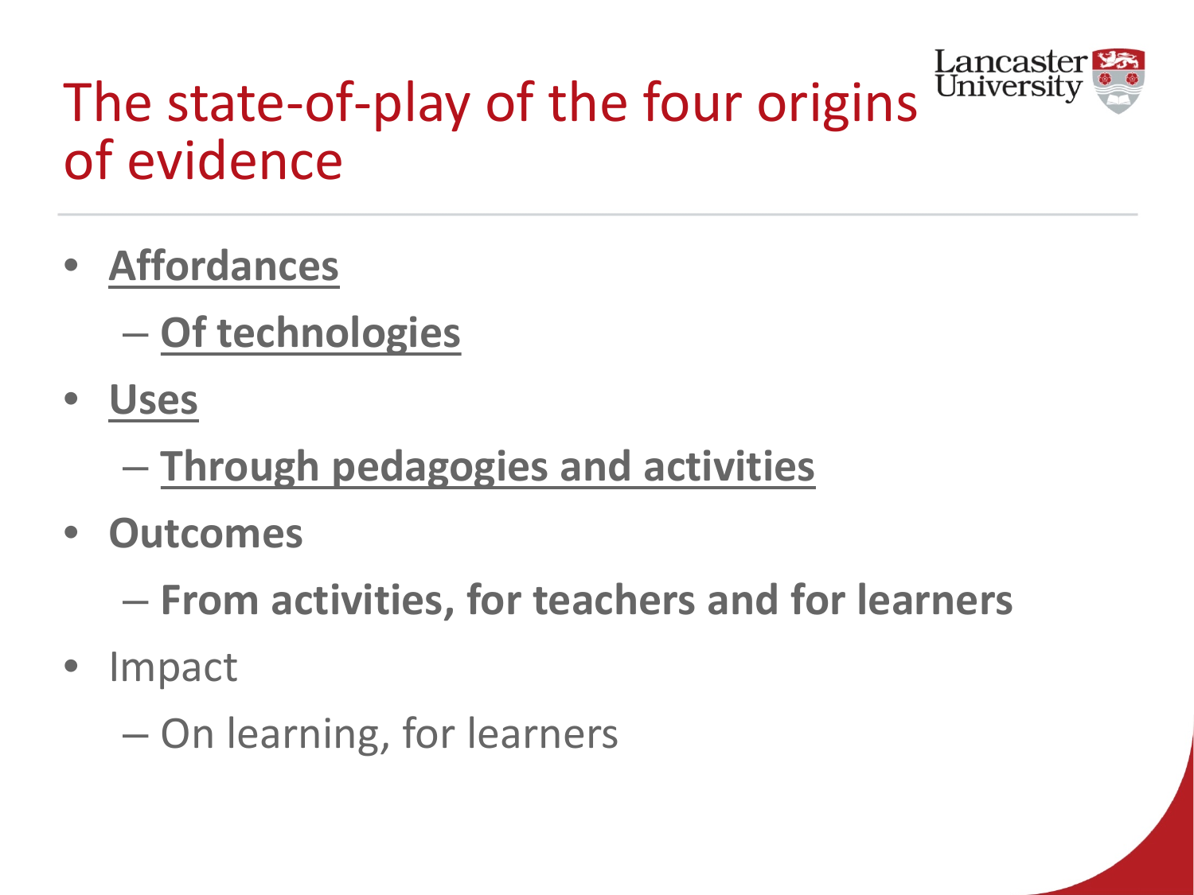# The state-of-play of the four origins of evidence

- **Affordances**
  - **Of technologies**
- **Uses**
  - **Through pedagogies and activities**
- **Outcomes**
  - **From activities, for teachers and for learners**
- Impact
  - On learning, for learners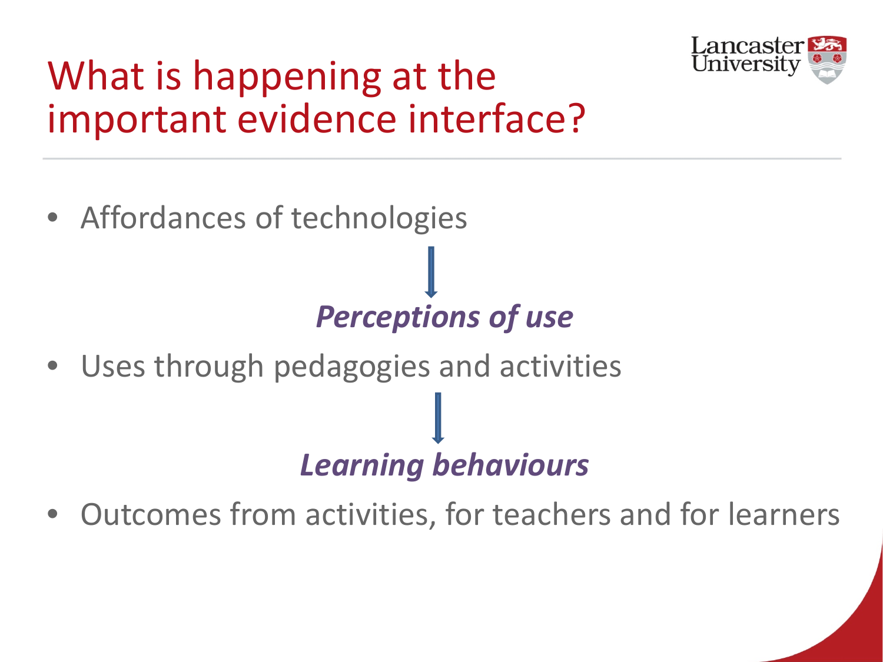# What is happening at the important evidence interface?

- Affordances of technologies

↓

***Perceptions of use***

- Uses through pedagogies and activities

↓

***Learning behaviours***

- Outcomes from activities, for teachers and for learners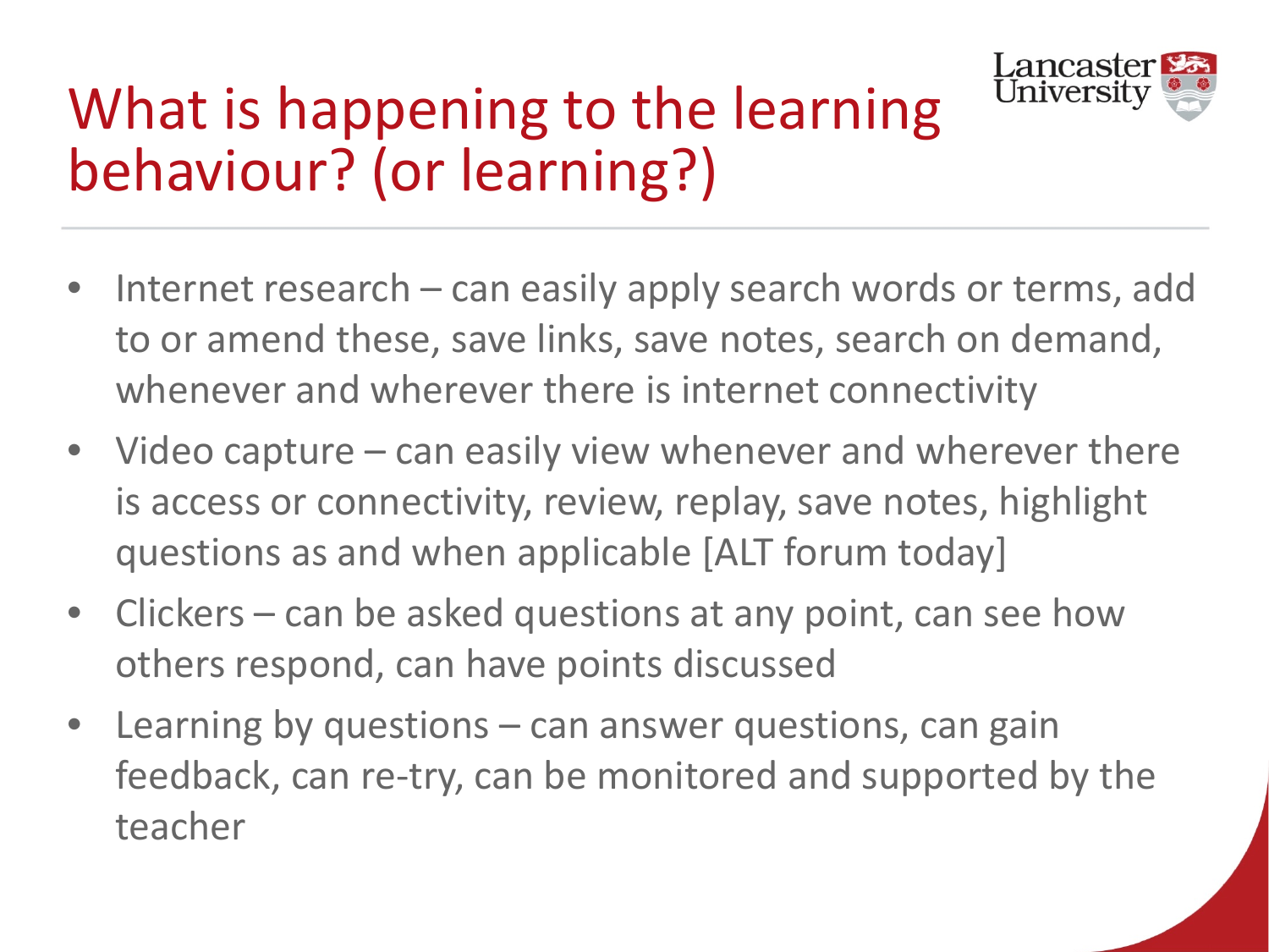# What is happening to the learning behaviour? (or learning?)

- Internet research – can easily apply search words or terms, add to or amend these, save links, save notes, search on demand, whenever and wherever there is internet connectivity
- Video capture – can easily view whenever and wherever there is access or connectivity, review, replay, save notes, highlight questions as and when applicable [ALT forum today]
- Clickers – can be asked questions at any point, can see how others respond, can have points discussed
- Learning by questions – can answer questions, can gain feedback, can re-try, can be monitored and supported by the teacher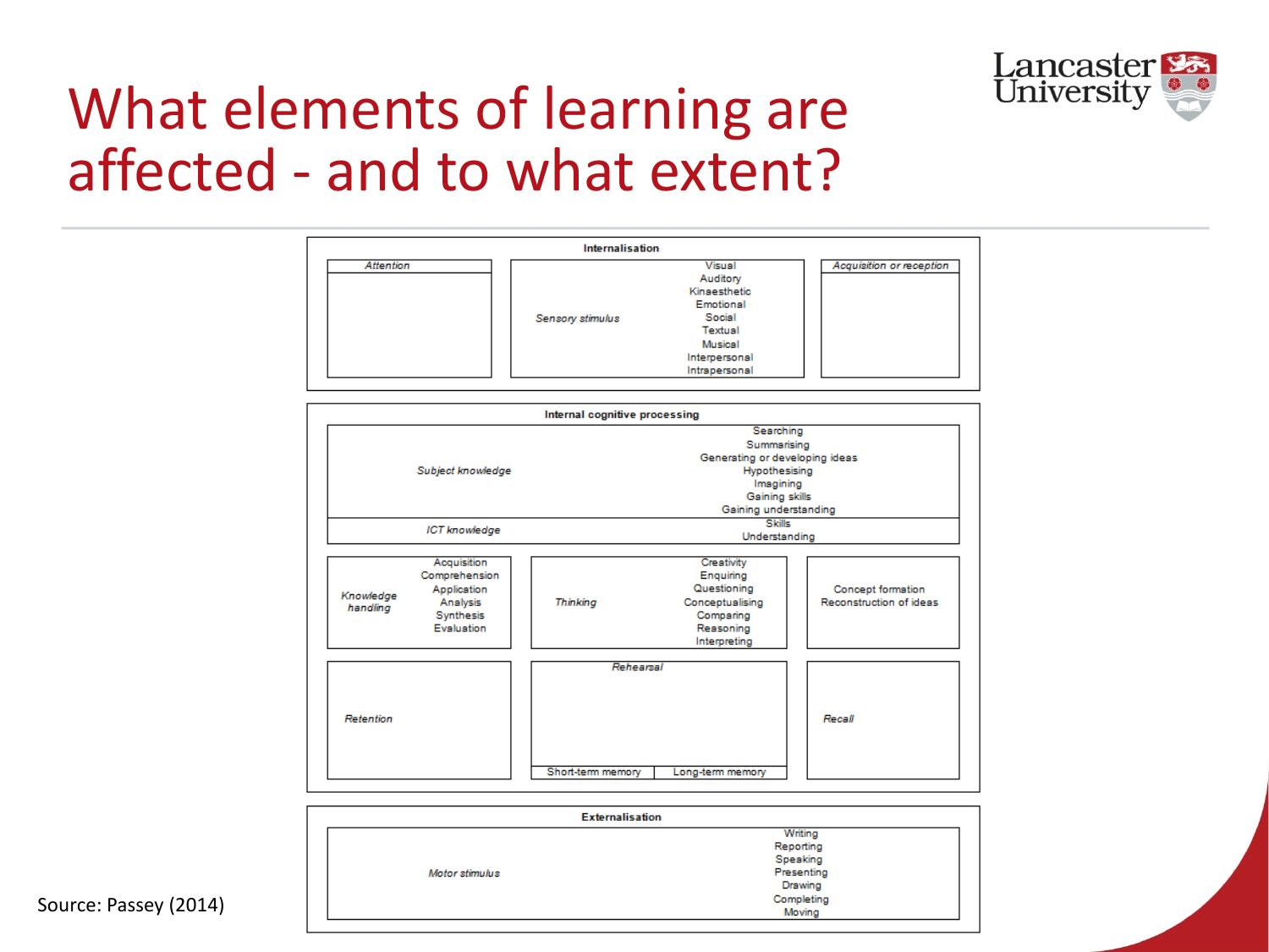# What elements of learning are affected - and to what extent?

## Internalisation

| *Attention* | *Sensory stimulus* | *Acquisition or reception* |
| --- | --- | --- |
| | Visual<br>Auditory<br>Kinaesthetic<br>Emotional<br>Social<br>Textual<br>Musical<br>Interpersonal<br>Intrapersonal | |

## Internal cognitive processing

| | |
| --- | --- |
| *Subject knowledge* | Searching<br>Summarising<br>Generating or developing ideas<br>Hypothesising<br>Imagining<br>Gaining skills<br>Gaining understanding |
| *ICT knowledge* | Skills<br>Understanding |

| *Knowledge handling* | *Thinking* | |
| --- | --- | --- |
| Acquisition<br>Comprehension<br>Application<br>Analysis<br>Synthesis<br>Evaluation | Creativity<br>Enquiring<br>Questioning<br>Conceptualising<br>Comparing<br>Reasoning<br>Interpreting | Concept formation<br>Reconstruction of ideas |

| *Retention* | *Rehearsal* | | *Recall* |
| --- | --- | --- | --- |
| | Short-term memory | Long-term memory | |

## Externalisation

| | |
| --- | --- |
| *Motor stimulus* | Writing<br>Reporting<br>Speaking<br>Presenting<br>Drawing<br>Completing<br>Moving |

Source: Passey (2014)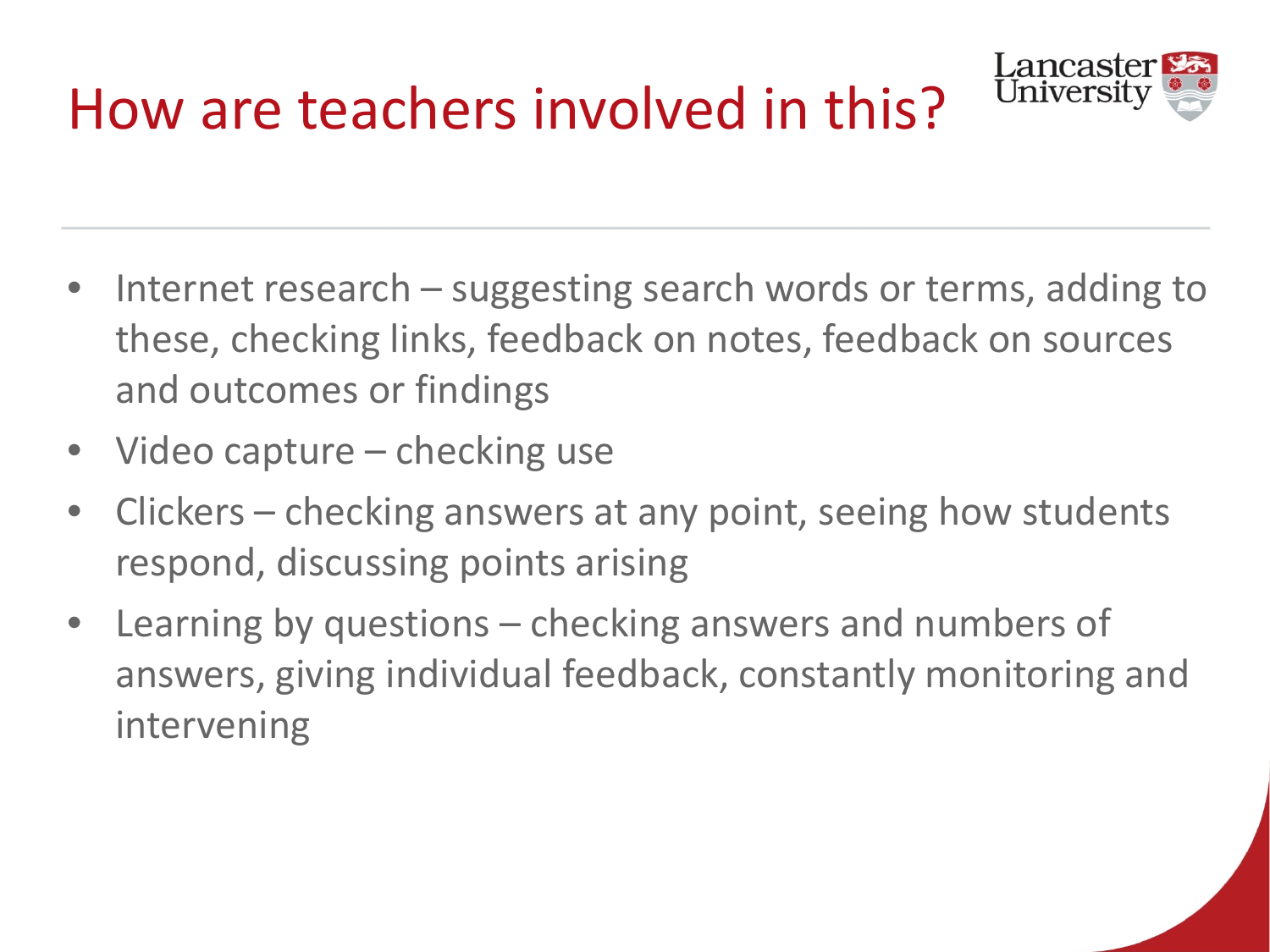# How are teachers involved in this?

- Internet research – suggesting search words or terms, adding to these, checking links, feedback on notes, feedback on sources and outcomes or findings
- Video capture – checking use
- Clickers – checking answers at any point, seeing how students respond, discussing points arising
- Learning by questions – checking answers and numbers of answers, giving individual feedback, constantly monitoring and intervening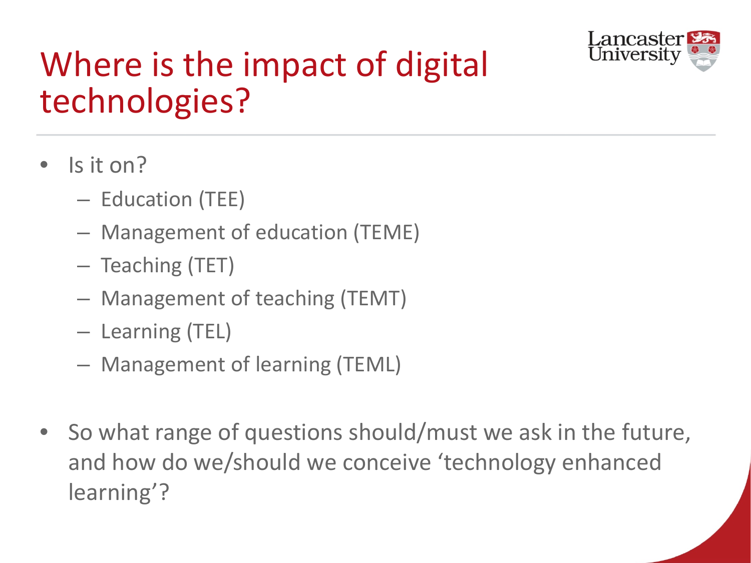# Where is the impact of digital technologies?

- Is it on?
  - Education (TEE)
  - Management of education (TEME)
  - Teaching (TET)
  - Management of teaching (TEMT)
  - Learning (TEL)
  - Management of learning (TEML)

- So what range of questions should/must we ask in the future, and how do we/should we conceive 'technology enhanced learning'?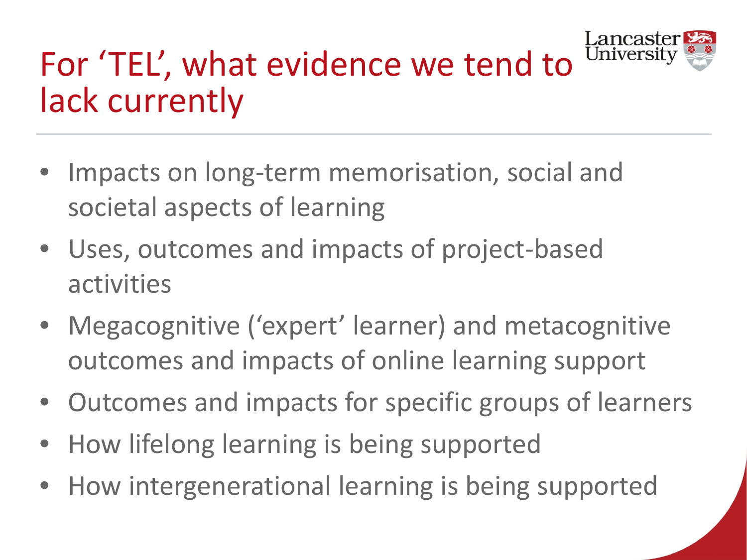# For 'TEL', what evidence we tend to lack currently

- Impacts on long-term memorisation, social and societal aspects of learning
- Uses, outcomes and impacts of project-based activities
- Megacognitive ('expert' learner) and metacognitive outcomes and impacts of online learning support
- Outcomes and impacts for specific groups of learners
- How lifelong learning is being supported
- How intergenerational learning is being supported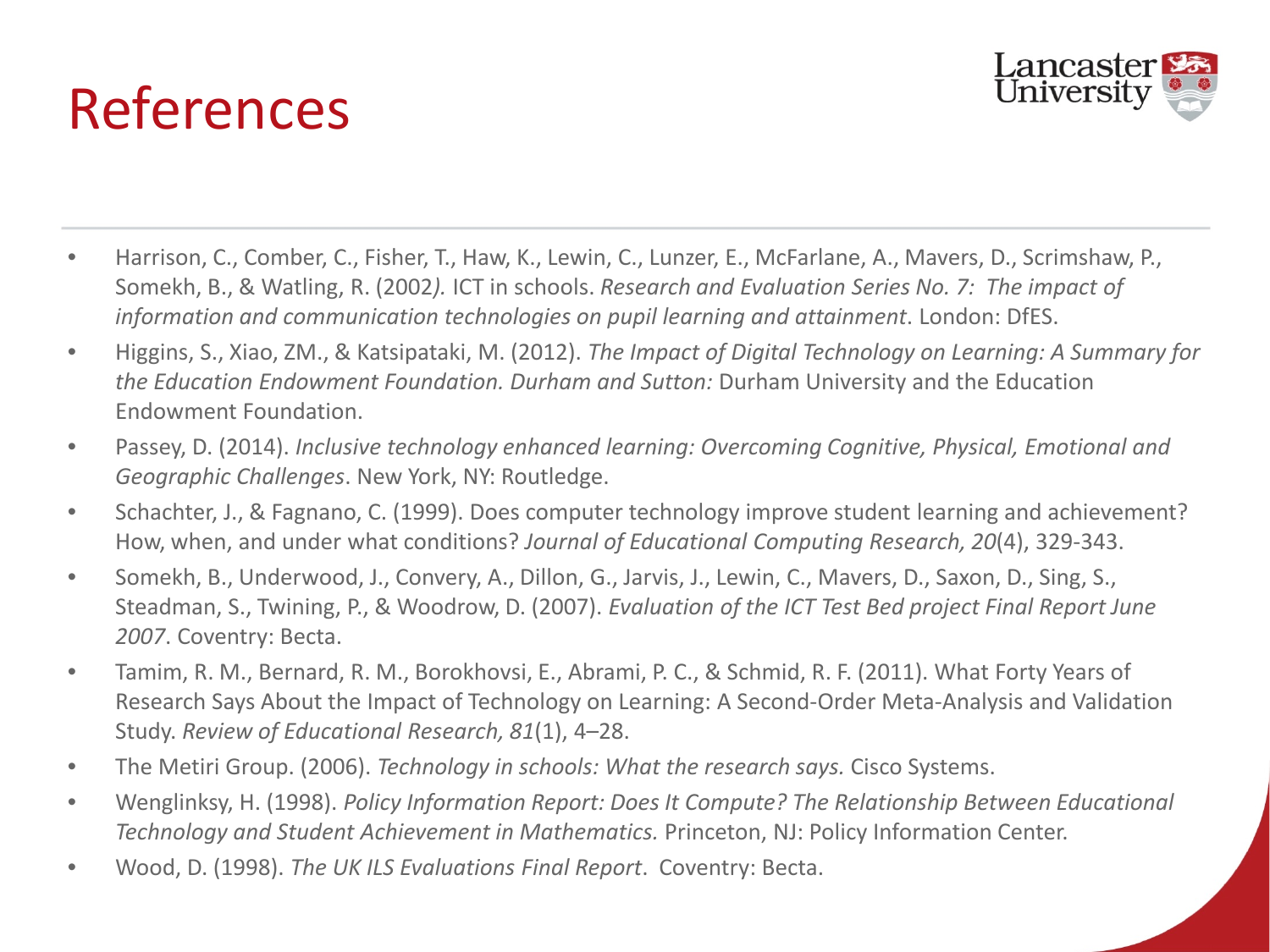# References

- Harrison, C., Comber, C., Fisher, T., Haw, K., Lewin, C., Lunzer, E., McFarlane, A., Mavers, D., Scrimshaw, P., Somekh, B., & Watling, R. (2002). ICT in schools. *Research and Evaluation Series No. 7: The impact of information and communication technologies on pupil learning and attainment*. London: DfES.
- Higgins, S., Xiao, ZM., & Katsipataki, M. (2012). *The Impact of Digital Technology on Learning: A Summary for the Education Endowment Foundation. Durham and Sutton:* Durham University and the Education Endowment Foundation.
- Passey, D. (2014). *Inclusive technology enhanced learning: Overcoming Cognitive, Physical, Emotional and Geographic Challenges*. New York, NY: Routledge.
- Schachter, J., & Fagnano, C. (1999). Does computer technology improve student learning and achievement? How, when, and under what conditions? *Journal of Educational Computing Research, 20*(4), 329-343.
- Somekh, B., Underwood, J., Convery, A., Dillon, G., Jarvis, J., Lewin, C., Mavers, D., Saxon, D., Sing, S., Steadman, S., Twining, P., & Woodrow, D. (2007). *Evaluation of the ICT Test Bed project Final Report June 2007*. Coventry: Becta.
- Tamim, R. M., Bernard, R. M., Borokhovsi, E., Abrami, P. C., & Schmid, R. F. (2011). What Forty Years of Research Says About the Impact of Technology on Learning: A Second-Order Meta-Analysis and Validation Study. *Review of Educational Research, 81*(1), 4–28.
- The Metiri Group. (2006). *Technology in schools: What the research says.* Cisco Systems.
- Wenglinksy, H. (1998). *Policy Information Report: Does It Compute? The Relationship Between Educational Technology and Student Achievement in Mathematics.* Princeton, NJ: Policy Information Center.
- Wood, D. (1998). *The UK ILS Evaluations Final Report*. Coventry: Becta.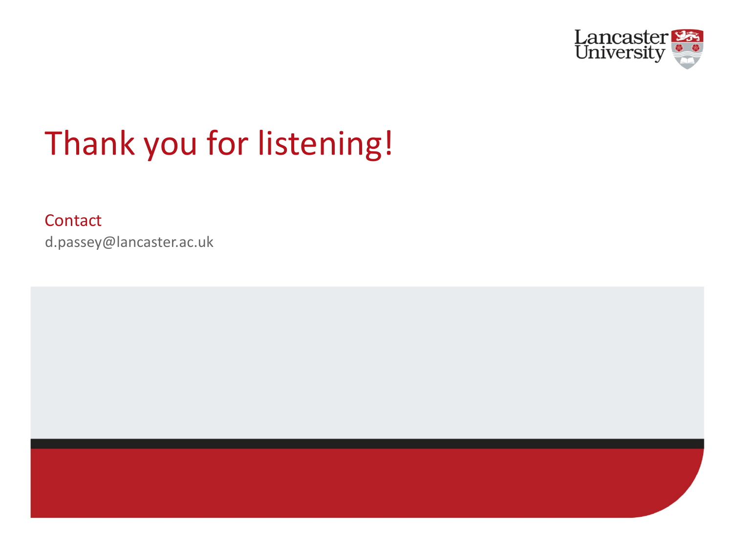# Thank you for listening!

Contact

d.passey@lancaster.ac.uk